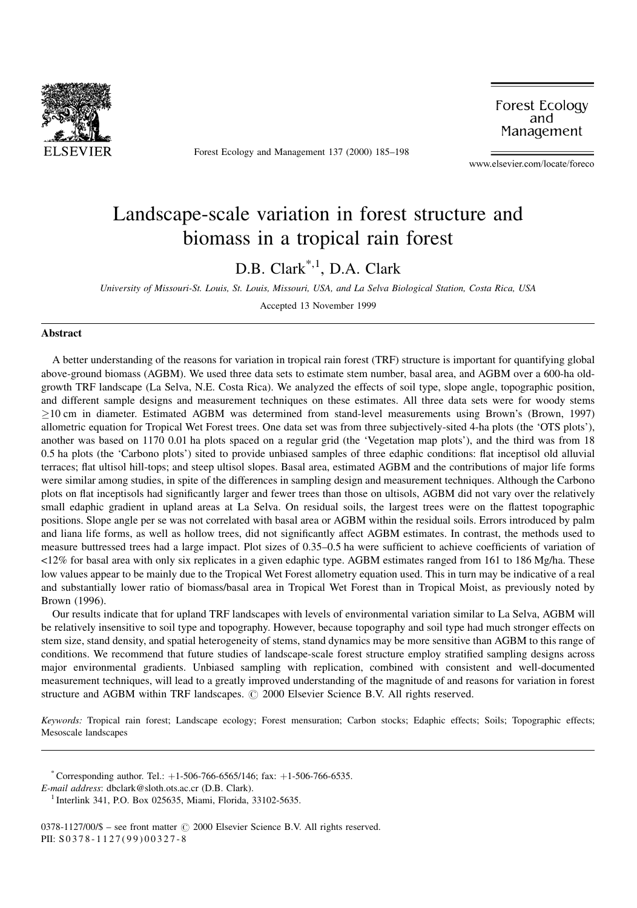# Landscape-scale variation in forest structure and biomass in a tropical rain forest

D.B. Clark[*,1], D.A. Clark

*University of Missouri-St. Louis, St. Louis, Missouri, USA, and La Selva Biological Station, Costa Rica, USA*

Accepted 13 November 1999

## Abstract

A better understanding of the reasons for variation in tropical rain forest (TRF) structure is important for quantifying global above-ground biomass (AGBM). We used three data sets to estimate stem number, basal area, and AGBM over a 600-ha old-growth TRF landscape (La Selva, N.E. Costa Rica). We analyzed the effects of soil type, slope angle, topographic position, and different sample designs and measurement techniques on these estimates. All three data sets were for woody stems ≥10 cm in diameter. Estimated AGBM was determined from stand-level measurements using Brown's (Brown, 1997) allometric equation for Tropical Wet Forest trees. One data set was from three subjectively-sited 4-ha plots (the 'OTS plots'), another was based on 1170 0.01 ha plots spaced on a regular grid (the 'Vegetation map plots'), and the third was from 18 0.5 ha plots (the 'Carbono plots') sited to provide unbiased samples of three edaphic conditions: flat inceptisol old alluvial terraces; flat ultisol hill-tops; and steep ultisol slopes. Basal area, estimated AGBM and the contributions of major life forms were similar among studies, in spite of the differences in sampling design and measurement techniques. Although the Carbono plots on flat inceptisols had significantly larger and fewer trees than those on ultisols, AGBM did not vary over the relatively small edaphic gradient in upland areas at La Selva. On residual soils, the largest trees were on the flattest topographic positions. Slope angle per se was not correlated with basal area or AGBM within the residual soils. Errors introduced by palm and liana life forms, as well as hollow trees, did not significantly affect AGBM estimates. In contrast, the methods used to measure buttressed trees had a large impact. Plot sizes of 0.35–0.5 ha were sufficient to achieve coefficients of variation of <12% for basal area with only six replicates in a given edaphic type. AGBM estimates ranged from 161 to 186 Mg/ha. These low values appear to be mainly due to the Tropical Wet Forest allometry equation used. This in turn may be indicative of a real and substantially lower ratio of biomass/basal area in Tropical Wet Forest than in Tropical Moist, as previously noted by Brown (1996).

Our results indicate that for upland TRF landscapes with levels of environmental variation similar to La Selva, AGBM will be relatively insensitive to soil type and topography. However, because topography and soil type had much stronger effects on stem size, stand density, and spatial heterogeneity of stems, stand dynamics may be more sensitive than AGBM to this range of conditions. We recommend that future studies of landscape-scale forest structure employ stratified sampling designs across major environmental gradients. Unbiased sampling with replication, combined with consistent and well-documented measurement techniques, will lead to a greatly improved understanding of the magnitude of and reasons for variation in forest structure and AGBM within TRF landscapes. © 2000 Elsevier Science B.V. All rights reserved.

*Keywords:* Tropical rain forest; Landscape ecology; Forest mensuration; Carbon stocks; Edaphic effects; Soils; Topographic effects; Mesoscale landscapes

[*] Corresponding author. Tel.: +1-506-766-6565/146; fax: +1-506-766-6535.
*E-mail address*: dbclark@sloth.ots.ac.cr (D.B. Clark).
[1] Interlink 341, P.O. Box 025635, Miami, Florida, 33102-5635.

0378-1127/00/$ – see front matter © 2000 Elsevier Science B.V. All rights reserved.
PII: S0378-1127(99)00327-8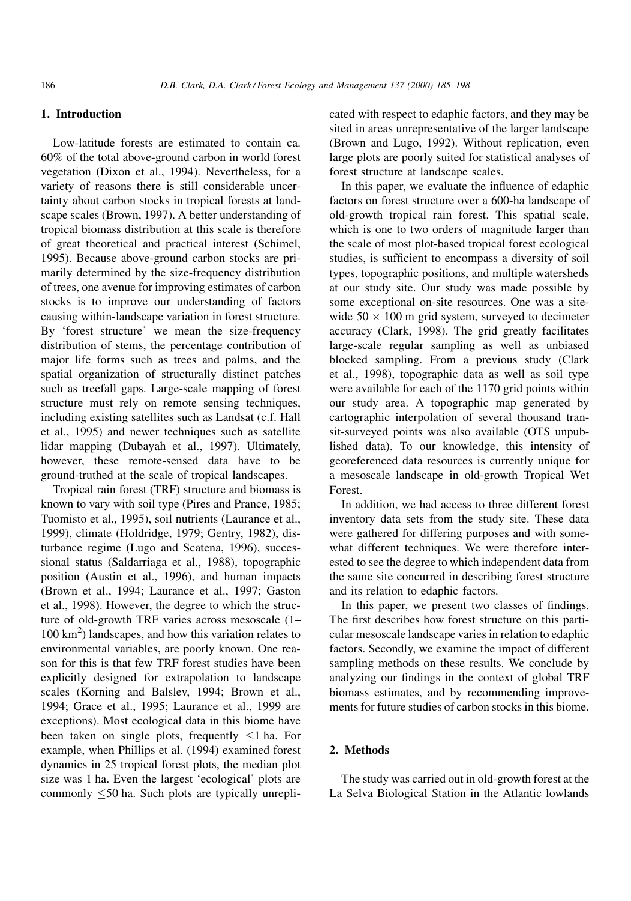## 1. Introduction

Low-latitude forests are estimated to contain ca. 60% of the total above-ground carbon in world forest vegetation (Dixon et al., 1994). Nevertheless, for a variety of reasons there is still considerable uncertainty about carbon stocks in tropical forests at landscape scales (Brown, 1997). A better understanding of tropical biomass distribution at this scale is therefore of great theoretical and practical interest (Schimel, 1995). Because above-ground carbon stocks are primarily determined by the size-frequency distribution of trees, one avenue for improving estimates of carbon stocks is to improve our understanding of factors causing within-landscape variation in forest structure. By 'forest structure' we mean the size-frequency distribution of stems, the percentage contribution of major life forms such as trees and palms, and the spatial organization of structurally distinct patches such as treefall gaps. Large-scale mapping of forest structure must rely on remote sensing techniques, including existing satellites such as Landsat (c.f. Hall et al., 1995) and newer techniques such as satellite lidar mapping (Dubayah et al., 1997). Ultimately, however, these remote-sensed data have to be ground-truthed at the scale of tropical landscapes.

Tropical rain forest (TRF) structure and biomass is known to vary with soil type (Pires and Prance, 1985; Tuomisto et al., 1995), soil nutrients (Laurance et al., 1999), climate (Holdridge, 1979; Gentry, 1982), disturbance regime (Lugo and Scatena, 1996), successional status (Saldarriaga et al., 1988), topographic position (Austin et al., 1996), and human impacts (Brown et al., 1994; Laurance et al., 1997; Gaston et al., 1998). However, the degree to which the structure of old-growth TRF varies across mesoscale (1–100 $km^2$) landscapes, and how this variation relates to environmental variables, are poorly known. One reason for this is that few TRF forest studies have been explicitly designed for extrapolation to landscape scales (Korning and Balslev, 1994; Brown et al., 1994; Grace et al., 1995; Laurance et al., 1999 are exceptions). Most ecological data in this biome have been taken on single plots, frequently $\leq$1 ha. For example, when Phillips et al. (1994) examined forest dynamics in 25 tropical forest plots, the median plot size was 1 ha. Even the largest 'ecological' plots are commonly $\leq$50 ha. Such plots are typically unreplicated with respect to edaphic factors, and they may be sited in areas unrepresentative of the larger landscape (Brown and Lugo, 1992). Without replication, even large plots are poorly suited for statistical analyses of forest structure at landscape scales.

In this paper, we evaluate the influence of edaphic factors on forest structure over a 600-ha landscape of old-growth tropical rain forest. This spatial scale, which is one to two orders of magnitude larger than the scale of most plot-based tropical forest ecological studies, is sufficient to encompass a diversity of soil types, topographic positions, and multiple watersheds at our study site. Our study was made possible by some exceptional on-site resources. One was a site-wide $50 \times 100$ m grid system, surveyed to decimeter accuracy (Clark, 1998). The grid greatly facilitates large-scale regular sampling as well as unbiased blocked sampling. From a previous study (Clark et al., 1998), topographic data as well as soil type were available for each of the 1170 grid points within our study area. A topographic map generated by cartographic interpolation of several thousand transit-surveyed points was also available (OTS unpublished data). To our knowledge, this intensity of georeferenced data resources is currently unique for a mesoscale landscape in old-growth Tropical Wet Forest.

In addition, we had access to three different forest inventory data sets from the study site. These data were gathered for differing purposes and with somewhat different techniques. We were therefore interested to see the degree to which independent data from the same site concurred in describing forest structure and its relation to edaphic factors.

In this paper, we present two classes of findings. The first describes how forest structure on this particular mesoscale landscape varies in relation to edaphic factors. Secondly, we examine the impact of different sampling methods on these results. We conclude by analyzing our findings in the context of global TRF biomass estimates, and by recommending improvements for future studies of carbon stocks in this biome.

## 2. Methods

The study was carried out in old-growth forest at the La Selva Biological Station in the Atlantic lowlands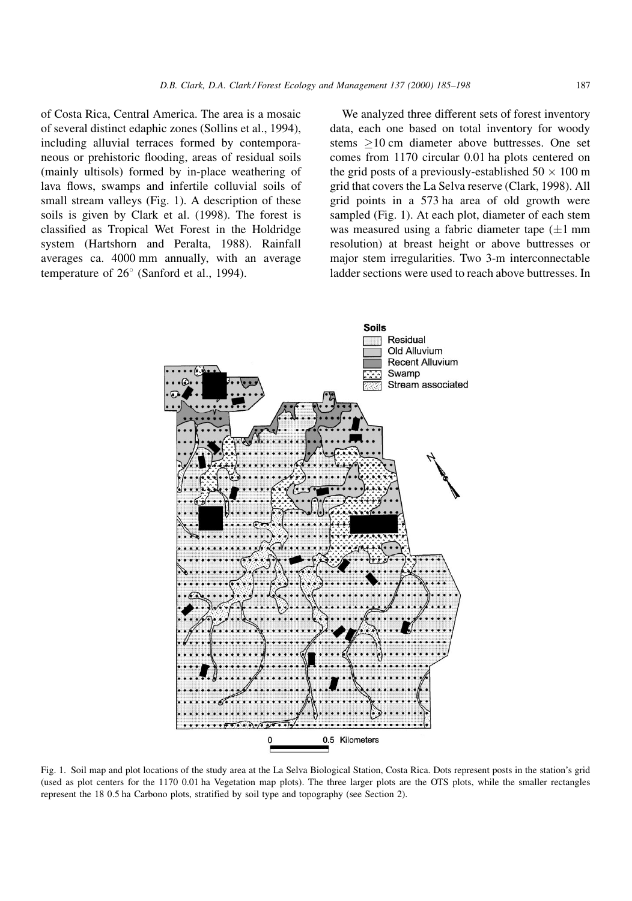of Costa Rica, Central America. The area is a mosaic of several distinct edaphic zones (Sollins et al., 1994), including alluvial terraces formed by contemporaneous or prehistoric flooding, areas of residual soils (mainly ultisols) formed by in-place weathering of lava flows, swamps and infertile colluvial soils of small stream valleys (Fig. 1). A description of these soils is given by Clark et al. (1998). The forest is classified as Tropical Wet Forest in the Holdridge system (Hartshorn and Peralta, 1988). Rainfall averages ca. 4000 mm annually, with an average temperature of 26° (Sanford et al., 1994).

We analyzed three different sets of forest inventory data, each one based on total inventory for woody stems ≥10 cm diameter above buttresses. One set comes from 1170 circular 0.01 ha plots centered on the grid posts of a previously-established 50 × 100 m grid that covers the La Selva reserve (Clark, 1998). All grid points in a 573 ha area of old growth were sampled (Fig. 1). At each plot, diameter of each stem was measured using a fabric diameter tape (±1 mm resolution) at breast height or above buttresses or major stem irregularities. Two 3-m interconnectable ladder sections were used to reach above buttresses. In

Soils
Residual
Old Alluvium
Recent Alluvium
Swamp
Stream associated

N

0
0.5 Kilometers

Fig. 1. Soil map and plot locations of the study area at the La Selva Biological Station, Costa Rica. Dots represent posts in the station's grid (used as plot centers for the 1170 0.01 ha Vegetation map plots). The three larger plots are the OTS plots, while the smaller rectangles represent the 18 0.5 ha Carbono plots, stratified by soil type and topography (see Section 2).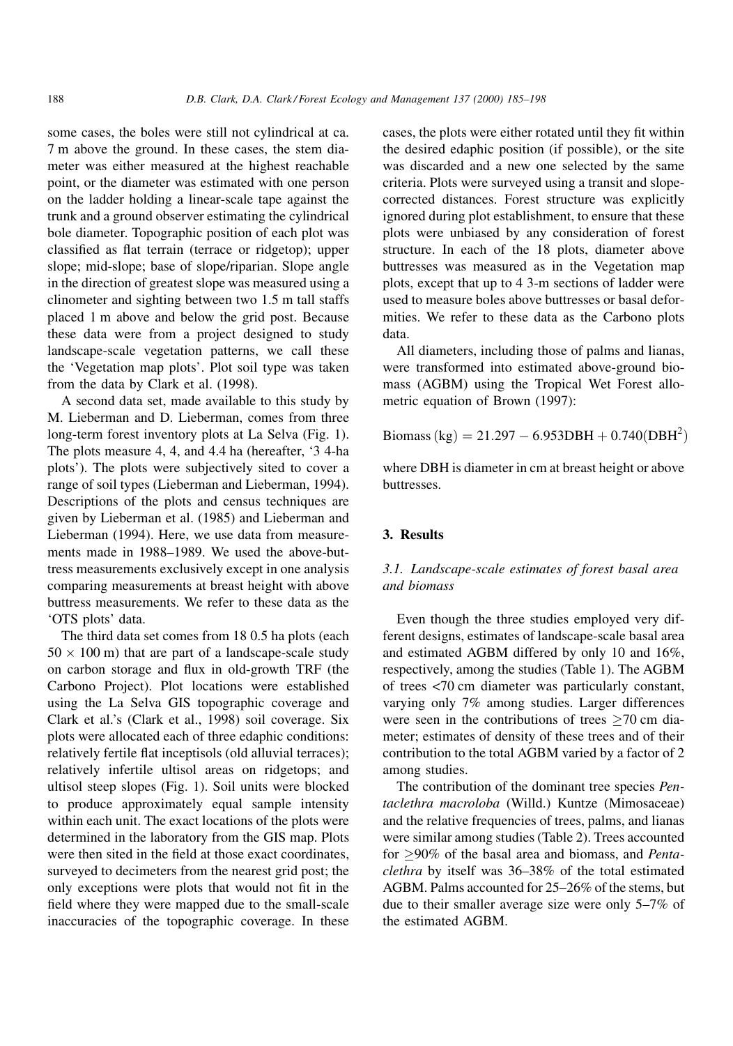some cases, the boles were still not cylindrical at ca. 7 m above the ground. In these cases, the stem diameter was either measured at the highest reachable point, or the diameter was estimated with one person on the ladder holding a linear-scale tape against the trunk and a ground observer estimating the cylindrical bole diameter. Topographic position of each plot was classified as flat terrain (terrace or ridgetop); upper slope; mid-slope; base of slope/riparian. Slope angle in the direction of greatest slope was measured using a clinometer and sighting between two 1.5 m tall staffs placed 1 m above and below the grid post. Because these data were from a project designed to study landscape-scale vegetation patterns, we call these the 'Vegetation map plots'. Plot soil type was taken from the data by Clark et al. (1998).

A second data set, made available to this study by M. Lieberman and D. Lieberman, comes from three long-term forest inventory plots at La Selva (Fig. 1). The plots measure 4, 4, and 4.4 ha (hereafter, '3 4-ha plots'). The plots were subjectively sited to cover a range of soil types (Lieberman and Lieberman, 1994). Descriptions of the plots and census techniques are given by Lieberman et al. (1985) and Lieberman and Lieberman (1994). Here, we use data from measurements made in 1988–1989. We used the above-buttress measurements exclusively except in one analysis comparing measurements at breast height with above buttress measurements. We refer to these data as the 'OTS plots' data.

The third data set comes from 18 0.5 ha plots (each $50 \times 100$ m) that are part of a landscape-scale study on carbon storage and flux in old-growth TRF (the Carbono Project). Plot locations were established using the La Selva GIS topographic coverage and Clark et al.'s (Clark et al., 1998) soil coverage. Six plots were allocated each of three edaphic conditions: relatively fertile flat inceptisols (old alluvial terraces); relatively infertile ultisol areas on ridgetops; and ultisol steep slopes (Fig. 1). Soil units were blocked to produce approximately equal sample intensity within each unit. The exact locations of the plots were determined in the laboratory from the GIS map. Plots were then sited in the field at those exact coordinates, surveyed to decimeters from the nearest grid post; the only exceptions were plots that would not fit in the field where they were mapped due to the small-scale inaccuracies of the topographic coverage. In these cases, the plots were either rotated until they fit within the desired edaphic position (if possible), or the site was discarded and a new one selected by the same criteria. Plots were surveyed using a transit and slope-corrected distances. Forest structure was explicitly ignored during plot establishment, to ensure that these plots were unbiased by any consideration of forest structure. In each of the 18 plots, diameter above buttresses was measured as in the Vegetation map plots, except that up to 4 3-m sections of ladder were used to measure boles above buttresses or basal deformities. We refer to these data as the Carbono plots data.

All diameters, including those of palms and lianas, were transformed into estimated above-ground biomass (AGBM) using the Tropical Wet Forest allometric equation of Brown (1997):

$$\text{Biomass (kg)} = 21.297 - 6.953\text{DBH} + 0.740(\text{DBH}^2)$$

where DBH is diameter in cm at breast height or above buttresses.

## 3. Results

### 3.1. Landscape-scale estimates of forest basal area and biomass

Even though the three studies employed very different designs, estimates of landscape-scale basal area and estimated AGBM differed by only 10 and 16%, respectively, among the studies (Table 1). The AGBM of trees <70 cm diameter was particularly constant, varying only 7% among studies. Larger differences were seen in the contributions of trees $\geq$70 cm diameter; estimates of density of these trees and of their contribution to the total AGBM varied by a factor of 2 among studies.

The contribution of the dominant tree species *Pentaclethra macroloba* (Willd.) Kuntze (Mimosaceae) and the relative frequencies of trees, palms, and lianas were similar among studies (Table 2). Trees accounted for $\geq$90% of the basal area and biomass, and *Pentaclethra* by itself was 36–38% of the total estimated AGBM. Palms accounted for 25–26% of the stems, but due to their smaller average size were only 5–7% of the estimated AGBM.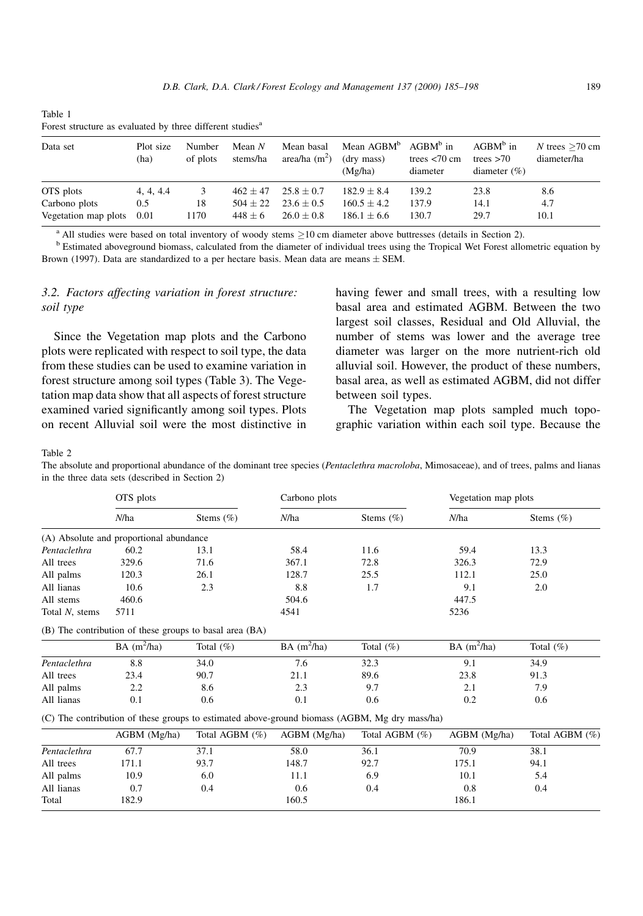Table 1
Forest structure as evaluated by three different studies[a]

| Data set | Plot size (ha) | Number of plots | Mean $N$ stems/ha | Mean basal area/ha ($m^2$) | Mean AGBM[b] (dry mass) (Mg/ha) | AGBM[b] in trees <70 cm diameter | AGBM[b] in trees >70 diameter (%) | $N$ trees $\geq$70 cm diameter/ha |
|---|---|---|---|---|---|---|---|---|
| OTS plots | 4, 4, 4.4 | 3 | $462 \pm 47$ | $25.8 \pm 0.7$ | $182.9 \pm 8.4$ | 139.2 | 23.8 | 8.6 |
| Carbono plots | 0.5 | 18 | $504 \pm 22$ | $23.6 \pm 0.5$ | $160.5 \pm 4.2$ | 137.9 | 14.1 | 4.7 |
| Vegetation map plots | 0.01 | 1170 | $448 \pm 6$ | $26.0 \pm 0.8$ | $186.1 \pm 6.6$ | 130.7 | 29.7 | 10.1 |

[a] All studies were based on total inventory of woody stems $\geq$10 cm diameter above buttresses (details in Section 2).

[b] Estimated aboveground biomass, calculated from the diameter of individual trees using the Tropical Wet Forest allometric equation by Brown (1997). Data are standardized to a per hectare basis. Mean data are means $\pm$ SEM.

### 3.2. Factors affecting variation in forest structure: soil type

Since the Vegetation map plots and the Carbono plots were replicated with respect to soil type, the data from these studies can be used to examine variation in forest structure among soil types (Table 3). The Vegetation map data show that all aspects of forest structure examined varied significantly among soil types. Plots on recent Alluvial soil were the most distinctive in having fewer and small trees, with a resulting low basal area and estimated AGBM. Between the two largest soil classes, Residual and Old Alluvial, the number of stems was lower and the average tree diameter was larger on the more nutrient-rich old alluvial soil. However, the product of these numbers, basal area, as well as estimated AGBM, did not differ between soil types.

The Vegetation map plots sampled much topographic variation within each soil type. Because the

Table 2
The absolute and proportional abundance of the dominant tree species (*Pentaclethra macroloba*, Mimosaceae), and of trees, palms and lianas in the three data sets (described in Section 2)

| | OTS plots | | Carbono plots | | Vegetation map plots | |
|---|---|---|---|---|---|---|
| | $N$/ha | Stems (%) | $N$/ha | Stems (%) | $N$/ha | Stems (%) |
| (A) Absolute and proportional abundance | | | | | | |
| *Pentaclethra* | 60.2 | 13.1 | 58.4 | 11.6 | 59.4 | 13.3 |
| All trees | 329.6 | 71.6 | 367.1 | 72.8 | 326.3 | 72.9 |
| All palms | 120.3 | 26.1 | 128.7 | 25.5 | 112.1 | 25.0 |
| All lianas | 10.6 | 2.3 | 8.8 | 1.7 | 9.1 | 2.0 |
| All stems | 460.6 | | 504.6 | | 447.5 | |
| Total $N$, stems | 5711 | | 4541 | | 5236 | |
| (B) The contribution of these groups to basal area (BA) | | | | | | |
| | BA ($m^2$/ha) | Total (%) | BA ($m^2$/ha) | Total (%) | BA ($m^2$/ha) | Total (%) |
| *Pentaclethra* | 8.8 | 34.0 | 7.6 | 32.3 | 9.1 | 34.9 |
| All trees | 23.4 | 90.7 | 21.1 | 89.6 | 23.8 | 91.3 |
| All palms | 2.2 | 8.6 | 2.3 | 9.7 | 2.1 | 7.9 |
| All lianas | 0.1 | 0.6 | 0.1 | 0.6 | 0.2 | 0.6 |
| (C) The contribution of these groups to estimated above-ground biomass (AGBM, Mg dry mass/ha) | | | | | | |
| | AGBM (Mg/ha) | Total AGBM (%) | AGBM (Mg/ha) | Total AGBM (%) | AGBM (Mg/ha) | Total AGBM (%) |
| *Pentaclethra* | 67.7 | 37.1 | 58.0 | 36.1 | 70.9 | 38.1 |
| All trees | 171.1 | 93.7 | 148.7 | 92.7 | 175.1 | 94.1 |
| All palms | 10.9 | 6.0 | 11.1 | 6.9 | 10.1 | 5.4 |
| All lianas | 0.7 | 0.4 | 0.6 | 0.4 | 0.8 | 0.4 |
| Total | 182.9 | | 160.5 | | 186.1 | |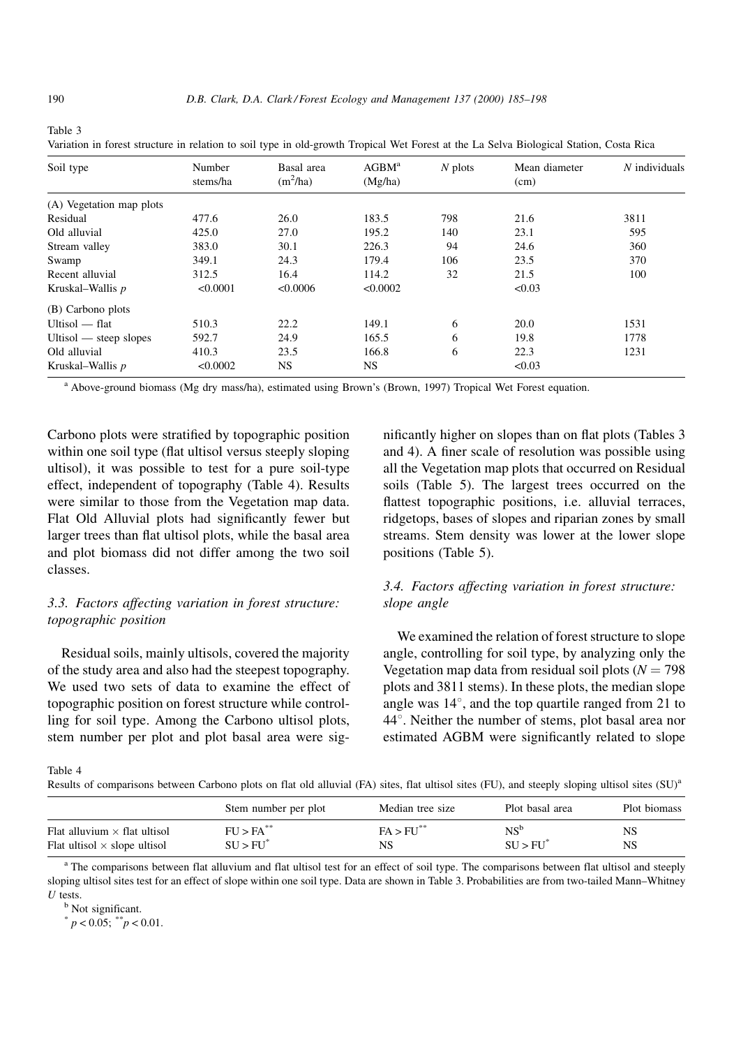Table 3

Variation in forest structure in relation to soil type in old-growth Tropical Wet Forest at the La Selva Biological Station, Costa Rica

| Soil type | Number stems/ha | Basal area ($m^2$/ha) | AGBM[a] (Mg/ha) | $N$ plots | Mean diameter (cm) | $N$ individuals |
|---|---|---|---|---|---|---|
| (A) Vegetation map plots | | | | | | |
| Residual | 477.6 | 26.0 | 183.5 | 798 | 21.6 | 3811 |
| Old alluvial | 425.0 | 27.0 | 195.2 | 140 | 23.1 | 595 |
| Stream valley | 383.0 | 30.1 | 226.3 | 94 | 24.6 | 360 |
| Swamp | 349.1 | 24.3 | 179.4 | 106 | 23.5 | 370 |
| Recent alluvial | 312.5 | 16.4 | 114.2 | 32 | 21.5 | 100 |
| Kruskal–Wallis $p$ | <0.0001 | <0.0006 | <0.0002 | | <0.03 | |
| (B) Carbono plots | | | | | | |
| Ultisol — flat | 510.3 | 22.2 | 149.1 | 6 | 20.0 | 1531 |
| Ultisol — steep slopes | 592.7 | 24.9 | 165.5 | 6 | 19.8 | 1778 |
| Old alluvial | 410.3 | 23.5 | 166.8 | 6 | 22.3 | 1231 |
| Kruskal–Wallis $p$ | <0.0002 | NS | NS | | <0.03 | |

[a] Above-ground biomass (Mg dry mass/ha), estimated using Brown's (Brown, 1997) Tropical Wet Forest equation.

Carbono plots were stratified by topographic position within one soil type (flat ultisol versus steeply sloping ultisol), it was possible to test for a pure soil-type effect, independent of topography (Table 4). Results were similar to those from the Vegetation map data. Flat Old Alluvial plots had significantly fewer but larger trees than flat ultisol plots, while the basal area and plot biomass did not differ among the two soil classes.

### 3.3. Factors affecting variation in forest structure: topographic position

Residual soils, mainly ultisols, covered the majority of the study area and also had the steepest topography. We used two sets of data to examine the effect of topographic position on forest structure while controlling for soil type. Among the Carbono ultisol plots, stem number per plot and plot basal area were significantly higher on slopes than on flat plots (Tables 3 and 4). A finer scale of resolution was possible using all the Vegetation map plots that occurred on Residual soils (Table 5). The largest trees occurred on the flattest topographic positions, i.e. alluvial terraces, ridgetops, bases of slopes and riparian zones by small streams. Stem density was lower at the lower slope positions (Table 5).

### 3.4. Factors affecting variation in forest structure: slope angle

We examined the relation of forest structure to slope angle, controlling for soil type, by analyzing only the Vegetation map data from residual soil plots ($N = 798$ plots and 3811 stems). In these plots, the median slope angle was 14°, and the top quartile ranged from 21 to 44°. Neither the number of stems, plot basal area nor estimated AGBM were significantly related to slope

Table 4

Results of comparisons between Carbono plots on flat old alluvial (FA) sites, flat ultisol sites (FU), and steeply sloping ultisol sites (SU)[a]

| | Stem number per plot | Median tree size | Plot basal area | Plot biomass |
|---|---|---|---|---|
| Flat alluvium × flat ultisol | FU > FA** | FA > FU** | NS[b] | NS |
| Flat ultisol × slope ultisol | SU > FU* | NS | SU > FU* | NS |

[a] The comparisons between flat alluvium and flat ultisol test for an effect of soil type. The comparisons between flat ultisol and steeply sloping ultisol sites test for an effect of slope within one soil type. Data are shown in Table 3. Probabilities are from two-tailed Mann–Whitney $U$ tests.

[b] Not significant.

\* $p < 0.05$; ** $p < 0.01$.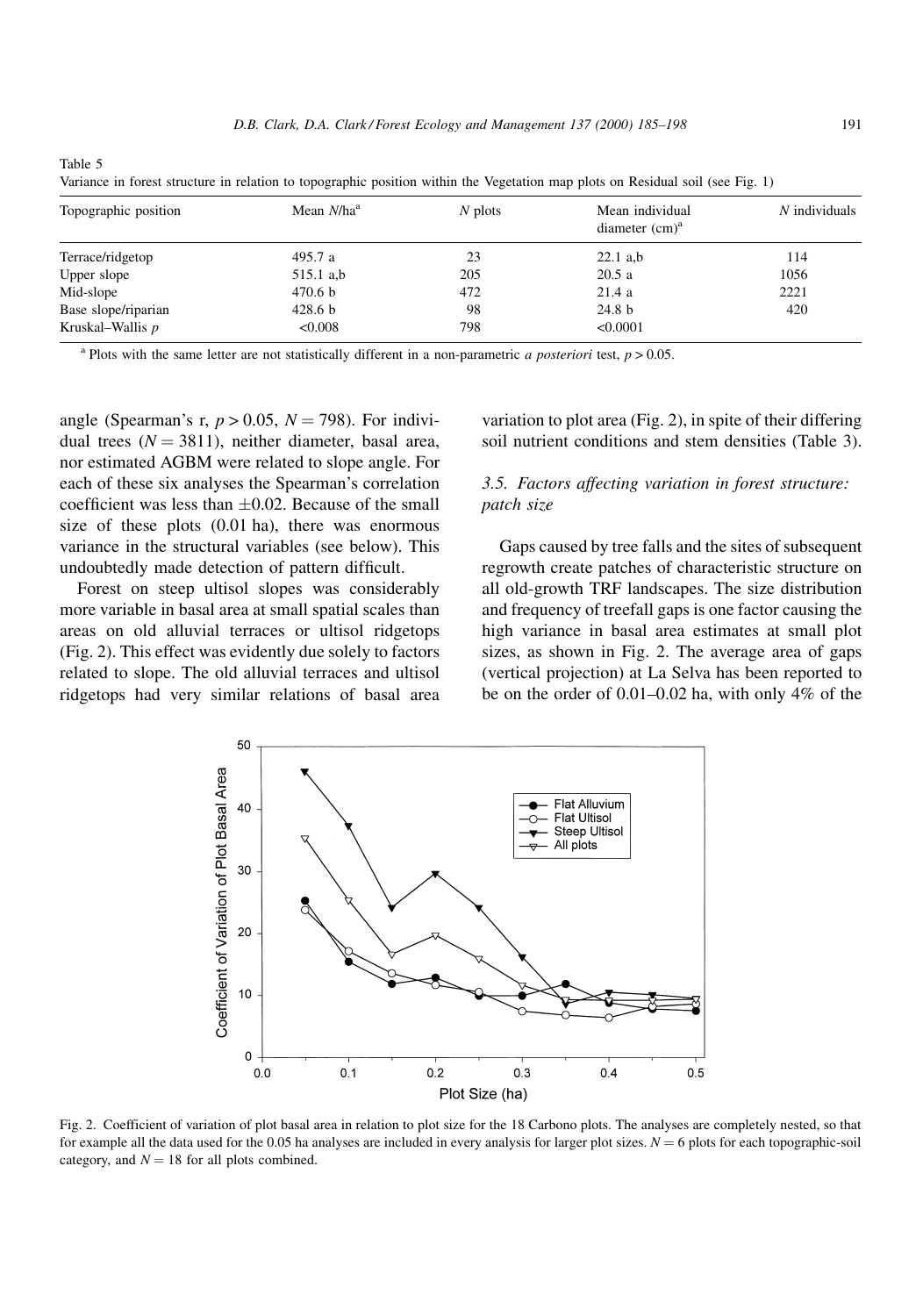Table 5

Variance in forest structure in relation to topographic position within the Vegetation map plots on Residual soil (see Fig. 1)

| Topographic position | Mean $N$/ha[a] | $N$ plots | Mean individual diameter (cm)[a] | $N$ individuals |
|---|---|---|---|---|
| Terrace/ridgetop | 495.7 a | 23 | 22.1 a,b | 114 |
| Upper slope | 515.1 a,b | 205 | 20.5 a | 1056 |
| Mid-slope | 470.6 b | 472 | 21.4 a | 2221 |
| Base slope/riparian | 428.6 b | 98 | 24.8 b | 420 |
| Kruskal–Wallis $p$ | <0.008 | 798 | <0.0001 | |

[a] Plots with the same letter are not statistically different in a non-parametric *a posteriori* test, $p > 0.05$.

angle (Spearman's r, $p > 0.05$, $N = 798$). For individual trees ($N = 3811$), neither diameter, basal area, nor estimated AGBM were related to slope angle. For each of these six analyses the Spearman's correlation coefficient was less than $\pm 0.02$. Because of the small size of these plots (0.01 ha), there was enormous variance in the structural variables (see below). This undoubtedly made detection of pattern difficult.

Forest on steep ultisol slopes was considerably more variable in basal area at small spatial scales than areas on old alluvial terraces or ultisol ridgetops (Fig. 2). This effect was evidently due solely to factors related to slope. The old alluvial terraces and ultisol ridgetops had very similar relations of basal area variation to plot area (Fig. 2), in spite of their differing soil nutrient conditions and stem densities (Table 3).

### 3.5. Factors affecting variation in forest structure: patch size

Gaps caused by tree falls and the sites of subsequent regrowth create patches of characteristic structure on all old-growth TRF landscapes. The size distribution and frequency of treefall gaps is one factor causing the high variance in basal area estimates at small plot sizes, as shown in Fig. 2. The average area of gaps (vertical projection) at La Selva has been reported to be on the order of 0.01–0.02 ha, with only 4% of the

Coefficient of Variation of Plot Basal Area
Plot Size (ha)
Flat Alluvium
Flat Ultisol
Steep Ultisol
All plots
0, 10, 20, 30, 40, 50
0.0, 0.1, 0.2, 0.3, 0.4, 0.5

Fig. 2. Coefficient of variation of plot basal area in relation to plot size for the 18 Carbono plots. The analyses are completely nested, so that for example all the data used for the 0.05 ha analyses are included in every analysis for larger plot sizes. $N = 6$ plots for each topographic-soil category, and $N = 18$ for all plots combined.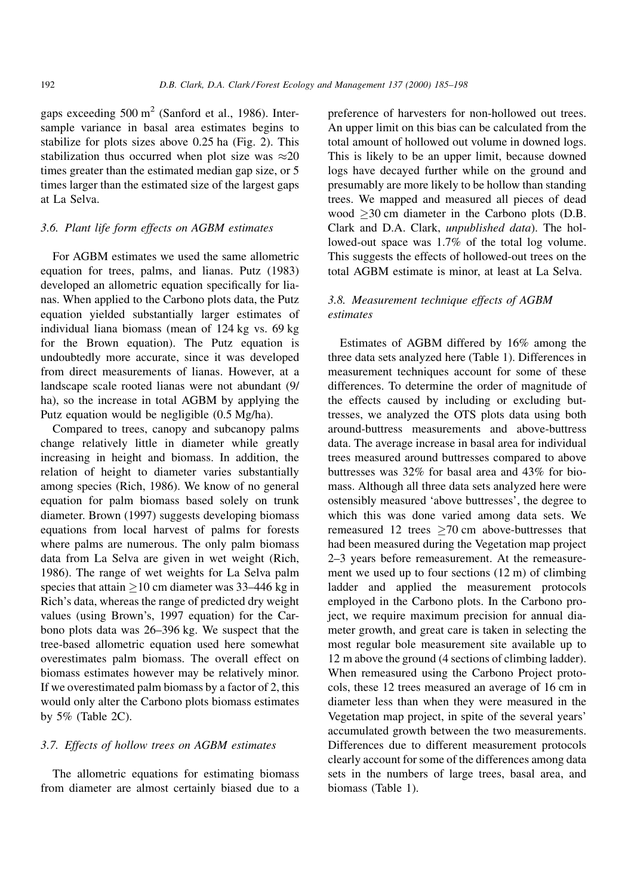gaps exceeding 500 $m^2$ (Sanford et al., 1986). Intersample variance in basal area estimates begins to stabilize for plots sizes above 0.25 ha (Fig. 2). This stabilization thus occurred when plot size was $\approx$20 times greater than the estimated median gap size, or 5 times larger than the estimated size of the largest gaps at La Selva.

### 3.6. Plant life form effects on AGBM estimates

For AGBM estimates we used the same allometric equation for trees, palms, and lianas. Putz (1983) developed an allometric equation specifically for lianas. When applied to the Carbono plots data, the Putz equation yielded substantially larger estimates of individual liana biomass (mean of 124 kg vs. 69 kg for the Brown equation). The Putz equation is undoubtedly more accurate, since it was developed from direct measurements of lianas. However, at a landscape scale rooted lianas were not abundant (9/ha), so the increase in total AGBM by applying the Putz equation would be negligible (0.5 Mg/ha).

Compared to trees, canopy and subcanopy palms change relatively little in diameter while greatly increasing in height and biomass. In addition, the relation of height to diameter varies substantially among species (Rich, 1986). We know of no general equation for palm biomass based solely on trunk diameter. Brown (1997) suggests developing biomass equations from local harvest of palms for forests where palms are numerous. The only palm biomass data from La Selva are given in wet weight (Rich, 1986). The range of wet weights for La Selva palm species that attain $\geq$10 cm diameter was 33–446 kg in Rich's data, whereas the range of predicted dry weight values (using Brown's, 1997 equation) for the Carbono plots data was 26–396 kg. We suspect that the tree-based allometric equation used here somewhat overestimates palm biomass. The overall effect on biomass estimates however may be relatively minor. If we overestimated palm biomass by a factor of 2, this would only alter the Carbono plots biomass estimates by 5% (Table 2C).

### 3.7. Effects of hollow trees on AGBM estimates

The allometric equations for estimating biomass from diameter are almost certainly biased due to a preference of harvesters for non-hollowed out trees. An upper limit on this bias can be calculated from the total amount of hollowed out volume in downed logs. This is likely to be an upper limit, because downed logs have decayed further while on the ground and presumably are more likely to be hollow than standing trees. We mapped and measured all pieces of dead wood $\geq$30 cm diameter in the Carbono plots (D.B. Clark and D.A. Clark, *unpublished data*). The hollowed-out space was 1.7% of the total log volume. This suggests the effects of hollowed-out trees on the total AGBM estimate is minor, at least at La Selva.

### 3.8. Measurement technique effects of AGBM estimates

Estimates of AGBM differed by 16% among the three data sets analyzed here (Table 1). Differences in measurement techniques account for some of these differences. To determine the order of magnitude of the effects caused by including or excluding buttresses, we analyzed the OTS plots data using both around-buttress measurements and above-buttress data. The average increase in basal area for individual trees measured around buttresses compared to above buttresses was 32% for basal area and 43% for biomass. Although all three data sets analyzed here were ostensibly measured 'above buttresses', the degree to which this was done varied among data sets. We remeasured 12 trees $\geq$70 cm above-buttresses that had been measured during the Vegetation map project 2–3 years before remeasurement. At the remeasurement we used up to four sections (12 m) of climbing ladder and applied the measurement protocols employed in the Carbono plots. In the Carbono project, we require maximum precision for annual diameter growth, and great care is taken in selecting the most regular bole measurement site available up to 12 m above the ground (4 sections of climbing ladder). When remeasured using the Carbono Project protocols, these 12 trees measured an average of 16 cm in diameter less than when they were measured in the Vegetation map project, in spite of the several years' accumulated growth between the two measurements. Differences due to different measurement protocols clearly account for some of the differences among data sets in the numbers of large trees, basal area, and biomass (Table 1).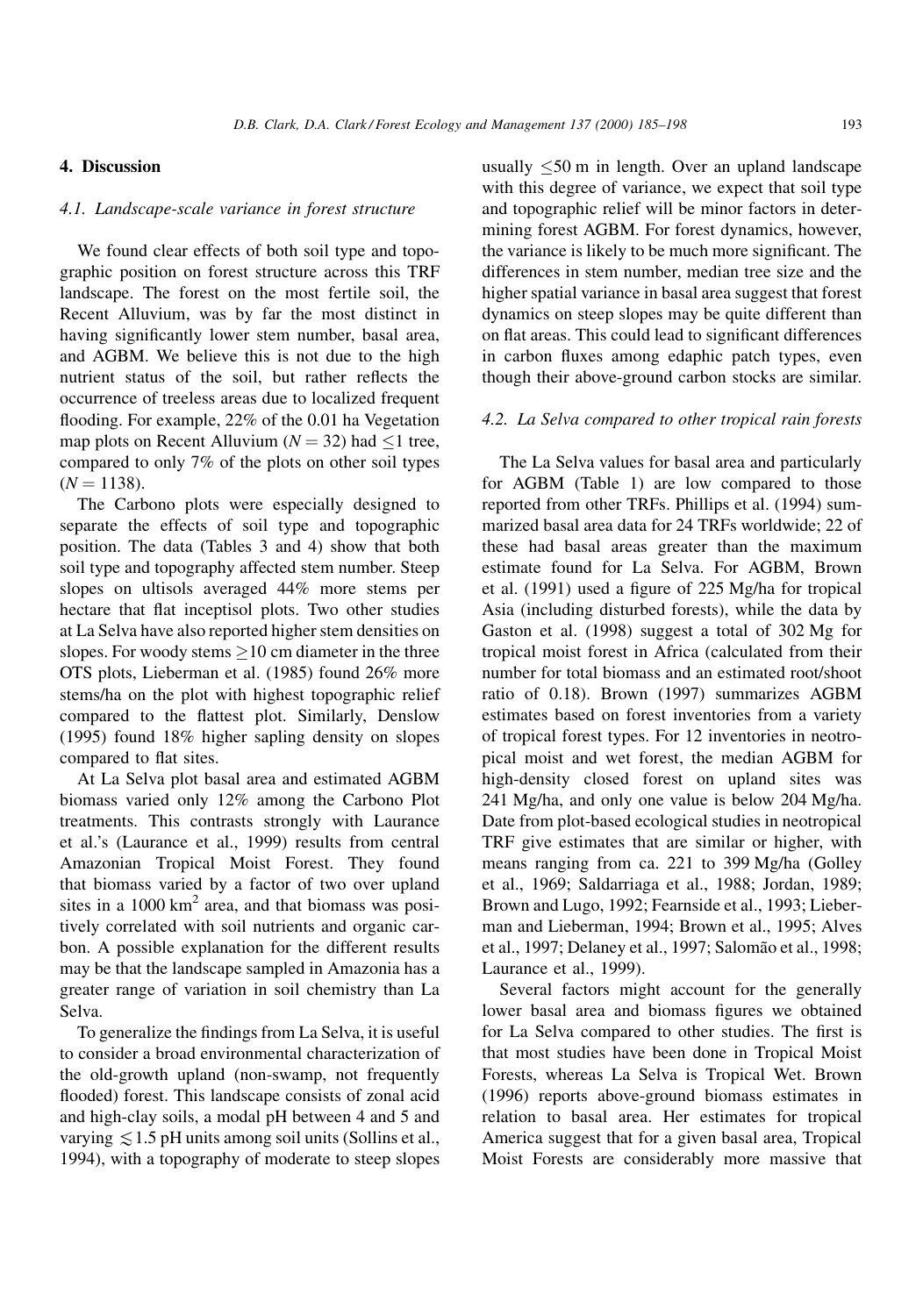## 4. Discussion

### 4.1. Landscape-scale variance in forest structure

We found clear effects of both soil type and topographic position on forest structure across this TRF landscape. The forest on the most fertile soil, the Recent Alluvium, was by far the most distinct in having significantly lower stem number, basal area, and AGBM. We believe this is not due to the high nutrient status of the soil, but rather reflects the occurrence of treeless areas due to localized frequent flooding. For example, 22% of the 0.01 ha Vegetation map plots on Recent Alluvium ($N = 32$) had $\leq$1 tree, compared to only 7% of the plots on other soil types ($N = 1138$).

The Carbono plots were especially designed to separate the effects of soil type and topographic position. The data (Tables 3 and 4) show that both soil type and topography affected stem number. Steep slopes on ultisols averaged 44% more stems per hectare that flat inceptisol plots. Two other studies at La Selva have also reported higher stem densities on slopes. For woody stems $\geq$10 cm diameter in the three OTS plots, Lieberman et al. (1985) found 26% more stems/ha on the plot with highest topographic relief compared to the flattest plot. Similarly, Denslow (1995) found 18% higher sapling density on slopes compared to flat sites.

At La Selva plot basal area and estimated AGBM biomass varied only 12% among the Carbono Plot treatments. This contrasts strongly with Laurance et al.'s (Laurance et al., 1999) results from central Amazonian Tropical Moist Forest. They found that biomass varied by a factor of two over upland sites in a 1000 km$^2$ area, and that biomass was positively correlated with soil nutrients and organic carbon. A possible explanation for the different results may be that the landscape sampled in Amazonia has a greater range of variation in soil chemistry than La Selva.

To generalize the findings from La Selva, it is useful to consider a broad environmental characterization of the old-growth upland (non-swamp, not frequently flooded) forest. This landscape consists of zonal acid and high-clay soils, a modal pH between 4 and 5 and varying $\lesssim$1.5 pH units among soil units (Sollins et al., 1994), with a topography of moderate to steep slopes usually $\leq$50 m in length. Over an upland landscape with this degree of variance, we expect that soil type and topographic relief will be minor factors in determining forest AGBM. For forest dynamics, however, the variance is likely to be much more significant. The differences in stem number, median tree size and the higher spatial variance in basal area suggest that forest dynamics on steep slopes may be quite different than on flat areas. This could lead to significant differences in carbon fluxes among edaphic patch types, even though their above-ground carbon stocks are similar.

### 4.2. La Selva compared to other tropical rain forests

The La Selva values for basal area and particularly for AGBM (Table 1) are low compared to those reported from other TRFs. Phillips et al. (1994) summarized basal area data for 24 TRFs worldwide; 22 of these had basal areas greater than the maximum estimate found for La Selva. For AGBM, Brown et al. (1991) used a figure of 225 Mg/ha for tropical Asia (including disturbed forests), while the data by Gaston et al. (1998) suggest a total of 302 Mg for tropical moist forest in Africa (calculated from their number for total biomass and an estimated root/shoot ratio of 0.18). Brown (1997) summarizes AGBM estimates based on forest inventories from a variety of tropical forest types. For 12 inventories in neotropical moist and wet forest, the median AGBM for high-density closed forest on upland sites was 241 Mg/ha, and only one value is below 204 Mg/ha. Date from plot-based ecological studies in neotropical TRF give estimates that are similar or higher, with means ranging from ca. 221 to 399 Mg/ha (Golley et al., 1969; Saldarriaga et al., 1988; Jordan, 1989; Brown and Lugo, 1992; Fearnside et al., 1993; Lieberman and Lieberman, 1994; Brown et al., 1995; Alves et al., 1997; Delaney et al., 1997; Salomão et al., 1998; Laurance et al., 1999).

Several factors might account for the generally lower basal area and biomass figures we obtained for La Selva compared to other studies. The first is that most studies have been done in Tropical Moist Forests, whereas La Selva is Tropical Wet. Brown (1996) reports above-ground biomass estimates in relation to basal area. Her estimates for tropical America suggest that for a given basal area, Tropical Moist Forests are considerably more massive that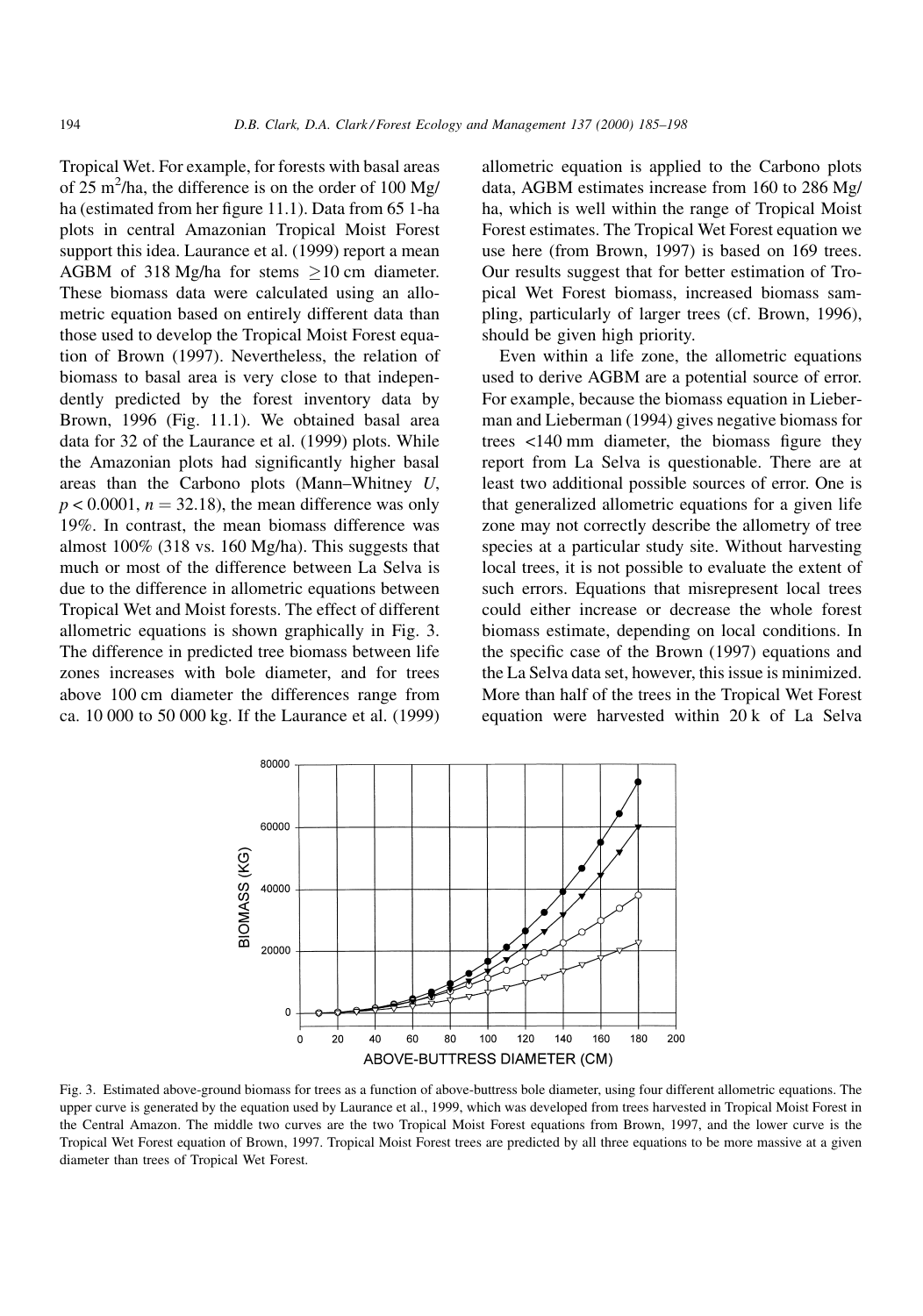Tropical Wet. For example, for forests with basal areas of 25 $m^2$/ha, the difference is on the order of 100 Mg/ha (estimated from her figure 11.1). Data from 65 1-ha plots in central Amazonian Tropical Moist Forest support this idea. Laurance et al. (1999) report a mean AGBM of 318 Mg/ha for stems $\geq$10 cm diameter. These biomass data were calculated using an allometric equation based on entirely different data than those used to develop the Tropical Moist Forest equation of Brown (1997). Nevertheless, the relation of biomass to basal area is very close to that independently predicted by the forest inventory data by Brown, 1996 (Fig. 11.1). We obtained basal area data for 32 of the Laurance et al. (1999) plots. While the Amazonian plots had significantly higher basal areas than the Carbono plots (Mann–Whitney $U$, $p < 0.0001$, $n = 32.18$), the mean difference was only 19%. In contrast, the mean biomass difference was almost 100% (318 vs. 160 Mg/ha). This suggests that much or most of the difference between La Selva is due to the difference in allometric equations between Tropical Wet and Moist forests. The effect of different allometric equations is shown graphically in Fig. 3. The difference in predicted tree biomass between life zones increases with bole diameter, and for trees above 100 cm diameter the differences range from ca. 10 000 to 50 000 kg. If the Laurance et al. (1999) allometric equation is applied to the Carbono plots data, AGBM estimates increase from 160 to 286 Mg/ha, which is well within the range of Tropical Moist Forest estimates. The Tropical Wet Forest equation we use here (from Brown, 1997) is based on 169 trees. Our results suggest that for better estimation of Tropical Wet Forest biomass, increased biomass sampling, particularly of larger trees (cf. Brown, 1996), should be given high priority.

Even within a life zone, the allometric equations used to derive AGBM are a potential source of error. For example, because the biomass equation in Lieberman and Lieberman (1994) gives negative biomass for trees <140 mm diameter, the biomass figure they report from La Selva is questionable. There are at least two additional possible sources of error. One is that generalized allometric equations for a given life zone may not correctly describe the allometry of tree species at a particular study site. Without harvesting local trees, it is not possible to evaluate the extent of such errors. Equations that misrepresent local trees could either increase or decrease the whole forest biomass estimate, depending on local conditions. In the specific case of the Brown (1997) equations and the La Selva data set, however, this issue is minimized. More than half of the trees in the Tropical Wet Forest equation were harvested within 20 k of La Selva

BIOMASS (KG)
80000
60000
40000
20000
0
0 20 40 60 80 100 120 140 160 180 200
ABOVE-BUTTRESS DIAMETER (CM)

Fig. 3. Estimated above-ground biomass for trees as a function of above-buttress bole diameter, using four different allometric equations. The upper curve is generated by the equation used by Laurance et al., 1999, which was developed from trees harvested in Tropical Moist Forest in the Central Amazon. The middle two curves are the two Tropical Moist Forest equations from Brown, 1997, and the lower curve is the Tropical Wet Forest equation of Brown, 1997. Tropical Moist Forest trees are predicted by all three equations to be more massive at a given diameter than trees of Tropical Wet Forest.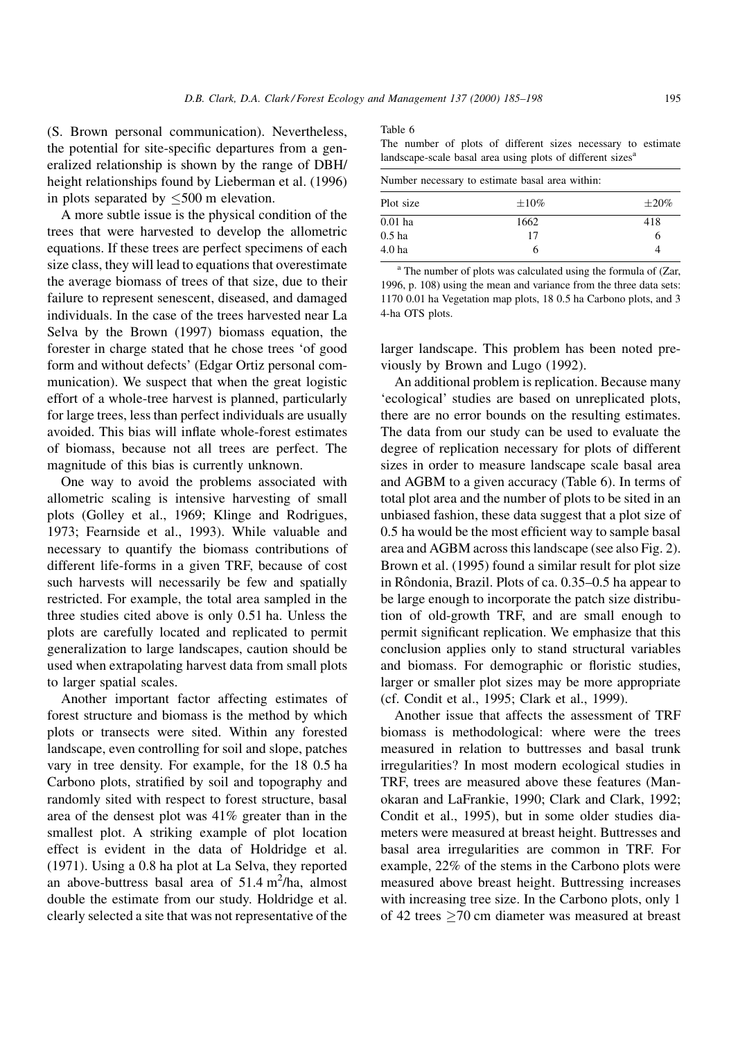(S. Brown personal communication). Nevertheless, the potential for site-specific departures from a generalized relationship is shown by the range of DBH/height relationships found by Lieberman et al. (1996) in plots separated by $\leq$500 m elevation.

A more subtle issue is the physical condition of the trees that were harvested to develop the allometric equations. If these trees are perfect specimens of each size class, they will lead to equations that overestimate the average biomass of trees of that size, due to their failure to represent senescent, diseased, and damaged individuals. In the case of the trees harvested near La Selva by the Brown (1997) biomass equation, the forester in charge stated that he chose trees 'of good form and without defects' (Edgar Ortiz personal communication). We suspect that when the great logistic effort of a whole-tree harvest is planned, particularly for large trees, less than perfect individuals are usually avoided. This bias will inflate whole-forest estimates of biomass, because not all trees are perfect. The magnitude of this bias is currently unknown.

One way to avoid the problems associated with allometric scaling is intensive harvesting of small plots (Golley et al., 1969; Klinge and Rodrigues, 1973; Fearnside et al., 1993). While valuable and necessary to quantify the biomass contributions of different life-forms in a given TRF, because of cost such harvests will necessarily be few and spatially restricted. For example, the total area sampled in the three studies cited above is only 0.51 ha. Unless the plots are carefully located and replicated to permit generalization to large landscapes, caution should be used when extrapolating harvest data from small plots to larger spatial scales.

Another important factor affecting estimates of forest structure and biomass is the method by which plots or transects were sited. Within any forested landscape, even controlling for soil and slope, patches vary in tree density. For example, for the 18 0.5 ha Carbono plots, stratified by soil and topography and randomly sited with respect to forest structure, basal area of the densest plot was 41% greater than in the smallest plot. A striking example of plot location effect is evident in the data of Holdridge et al. (1971). Using a 0.8 ha plot at La Selva, they reported an above-buttress basal area of 51.4 $m^2$/ha, almost double the estimate from our study. Holdridge et al. clearly selected a site that was not representative of the larger landscape. This problem has been noted previously by Brown and Lugo (1992).

Table 6
The number of plots of different sizes necessary to estimate landscape-scale basal area using plots of different sizes[a]

| Number necessary to estimate basal area within: | | |
|---|---|---|
| Plot size | ±10% | ±20% |
| 0.01 ha | 1662 | 418 |
| 0.5 ha | 17 | 6 |
| 4.0 ha | 6 | 4 |

[a] The number of plots was calculated using the formula of (Zar, 1996, p. 108) using the mean and variance from the three data sets: 1170 0.01 ha Vegetation map plots, 18 0.5 ha Carbono plots, and 3 4-ha OTS plots.

An additional problem is replication. Because many 'ecological' studies are based on unreplicated plots, there are no error bounds on the resulting estimates. The data from our study can be used to evaluate the degree of replication necessary for plots of different sizes in order to measure landscape scale basal area and AGBM to a given accuracy (Table 6). In terms of total plot area and the number of plots to be sited in an unbiased fashion, these data suggest that a plot size of 0.5 ha would be the most efficient way to sample basal area and AGBM across this landscape (see also Fig. 2). Brown et al. (1995) found a similar result for plot size in Rôndonia, Brazil. Plots of ca. 0.35–0.5 ha appear to be large enough to incorporate the patch size distribution of old-growth TRF, and are small enough to permit significant replication. We emphasize that this conclusion applies only to stand structural variables and biomass. For demographic or floristic studies, larger or smaller plot sizes may be more appropriate (cf. Condit et al., 1995; Clark et al., 1999).

Another issue that affects the assessment of TRF biomass is methodological: where were the trees measured in relation to buttresses and basal trunk irregularities? In most modern ecological studies in TRF, trees are measured above these features (Manokaran and LaFrankie, 1990; Clark and Clark, 1992; Condit et al., 1995), but in some older studies diameters were measured at breast height. Buttresses and basal area irregularities are common in TRF. For example, 22% of the stems in the Carbono plots were measured above breast height. Buttressing increases with increasing tree size. In the Carbono plots, only 1 of 42 trees $\geq$70 cm diameter was measured at breast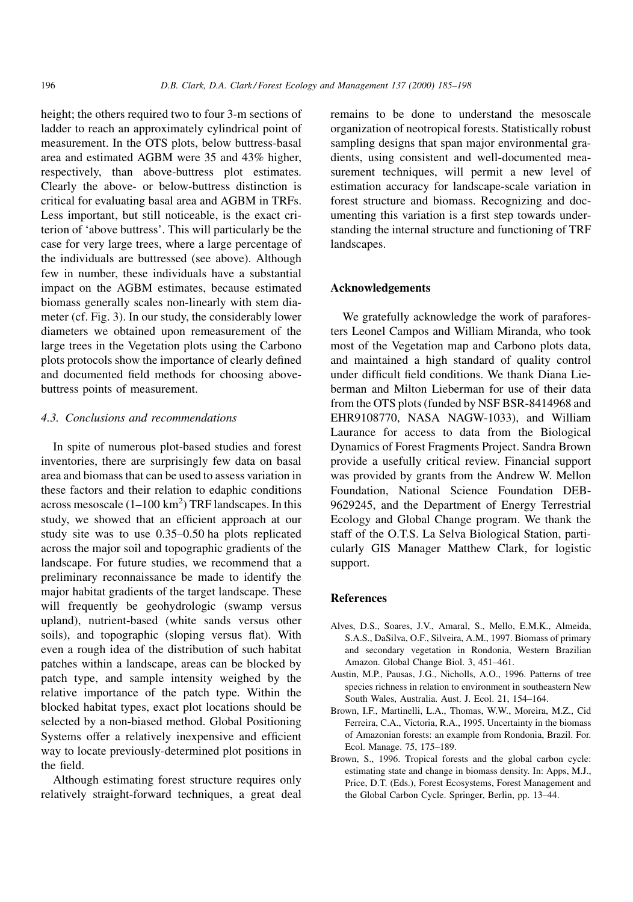height; the others required two to four 3-m sections of ladder to reach an approximately cylindrical point of measurement. In the OTS plots, below buttress-basal area and estimated AGBM were 35 and 43% higher, respectively, than above-buttress plot estimates. Clearly the above- or below-buttress distinction is critical for evaluating basal area and AGBM in TRFs. Less important, but still noticeable, is the exact criterion of 'above buttress'. This will particularly be the case for very large trees, where a large percentage of the individuals are buttressed (see above). Although few in number, these individuals have a substantial impact on the AGBM estimates, because estimated biomass generally scales non-linearly with stem diameter (cf. Fig. 3). In our study, the considerably lower diameters we obtained upon remeasurement of the large trees in the Vegetation plots using the Carbono plots protocols show the importance of clearly defined and documented field methods for choosing above-buttress points of measurement.

### 4.3. Conclusions and recommendations

In spite of numerous plot-based studies and forest inventories, there are surprisingly few data on basal area and biomass that can be used to assess variation in these factors and their relation to edaphic conditions across mesoscale (1–100 km$^2$) TRF landscapes. In this study, we showed that an efficient approach at our study site was to use 0.35–0.50 ha plots replicated across the major soil and topographic gradients of the landscape. For future studies, we recommend that a preliminary reconnaissance be made to identify the major habitat gradients of the target landscape. These will frequently be geohydrologic (swamp versus upland), nutrient-based (white sands versus other soils), and topographic (sloping versus flat). With even a rough idea of the distribution of such habitat patches within a landscape, areas can be blocked by patch type, and sample intensity weighed by the relative importance of the patch type. Within the blocked habitat types, exact plot locations should be selected by a non-biased method. Global Positioning Systems offer a relatively inexpensive and efficient way to locate previously-determined plot positions in the field.

Although estimating forest structure requires only relatively straight-forward techniques, a great deal remains to be done to understand the mesoscale organization of neotropical forests. Statistically robust sampling designs that span major environmental gradients, using consistent and well-documented measurement techniques, will permit a new level of estimation accuracy for landscape-scale variation in forest structure and biomass. Recognizing and documenting this variation is a first step towards understanding the internal structure and functioning of TRF landscapes.

## Acknowledgements

We gratefully acknowledge the work of paraforesters Leonel Campos and William Miranda, who took most of the Vegetation map and Carbono plots data, and maintained a high standard of quality control under difficult field conditions. We thank Diana Lieberman and Milton Lieberman for use of their data from the OTS plots (funded by NSF BSR-8414968 and EHR9108770, NASA NAGW-1033), and William Laurance for access to data from the Biological Dynamics of Forest Fragments Project. Sandra Brown provide a usefully critical review. Financial support was provided by grants from the Andrew W. Mellon Foundation, National Science Foundation DEB-9629245, and the Department of Energy Terrestrial Ecology and Global Change program. We thank the staff of the O.T.S. La Selva Biological Station, particularly GIS Manager Matthew Clark, for logistic support.

## References

Alves, D.S., Soares, J.V., Amaral, S., Mello, E.M.K., Almeida, S.A.S., DaSilva, O.F., Silveira, A.M., 1997. Biomass of primary and secondary vegetation in Rondonia, Western Brazilian Amazon. Global Change Biol. 3, 451–461.

Austin, M.P., Pausas, J.G., Nicholls, A.O., 1996. Patterns of tree species richness in relation to environment in southeastern New South Wales, Australia. Aust. J. Ecol. 21, 154–164.

Brown, I.F., Martinelli, L.A., Thomas, W.W., Moreira, M.Z., Cid Ferreira, C.A., Victoria, R.A., 1995. Uncertainty in the biomass of Amazonian forests: an example from Rondonia, Brazil. For. Ecol. Manage. 75, 175–189.

Brown, S., 1996. Tropical forests and the global carbon cycle: estimating state and change in biomass density. In: Apps, M.J., Price, D.T. (Eds.), Forest Ecosystems, Forest Management and the Global Carbon Cycle. Springer, Berlin, pp. 13–44.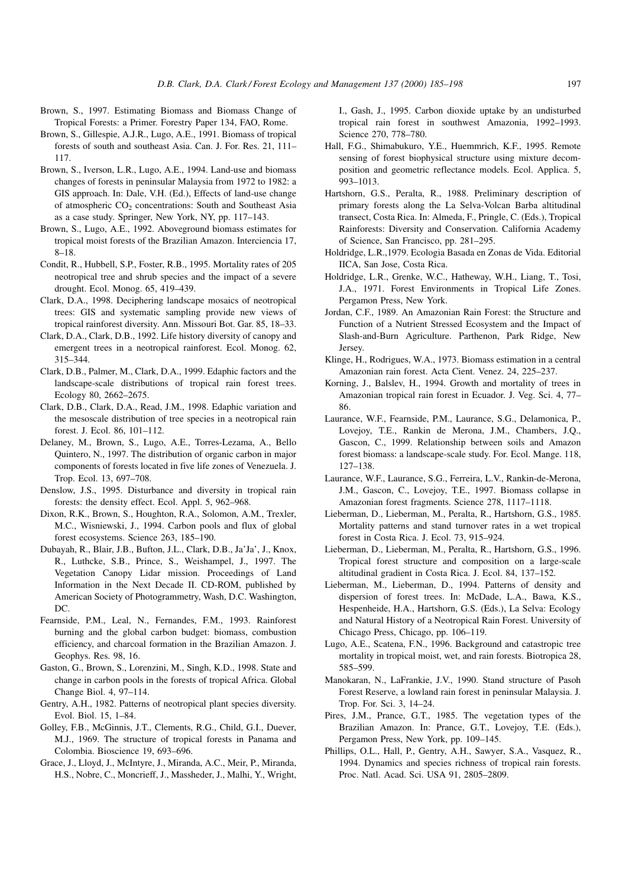Brown, S., 1997. Estimating Biomass and Biomass Change of Tropical Forests: a Primer. Forestry Paper 134, FAO, Rome.

Brown, S., Gillespie, A.J.R., Lugo, A.E., 1991. Biomass of tropical forests of south and southeast Asia. Can. J. For. Res. 21, 111–117.

Brown, S., Iverson, L.R., Lugo, A.E., 1994. Land-use and biomass changes of forests in peninsular Malaysia from 1972 to 1982: a GIS approach. In: Dale, V.H. (Ed.), Effects of land-use change of atmospheric $CO_2$ concentrations: South and Southeast Asia as a case study. Springer, New York, NY, pp. 117–143.

Brown, S., Lugo, A.E., 1992. Aboveground biomass estimates for tropical moist forests of the Brazilian Amazon. Interciencia 17, 8–18.

Condit, R., Hubbell, S.P., Foster, R.B., 1995. Mortality rates of 205 neotropical tree and shrub species and the impact of a severe drought. Ecol. Monog. 65, 419–439.

Clark, D.A., 1998. Deciphering landscape mosaics of neotropical trees: GIS and systematic sampling provide new views of tropical rainforest diversity. Ann. Missouri Bot. Gar. 85, 18–33.

Clark, D.A., Clark, D.B., 1992. Life history diversity of canopy and emergent trees in a neotropical rainforest. Ecol. Monog. 62, 315–344.

Clark, D.B., Palmer, M., Clark, D.A., 1999. Edaphic factors and the landscape-scale distributions of tropical rain forest trees. Ecology 80, 2662–2675.

Clark, D.B., Clark, D.A., Read, J.M., 1998. Edaphic variation and the mesoscale distribution of tree species in a neotropical rain forest. J. Ecol. 86, 101–112.

Delaney, M., Brown, S., Lugo, A.E., Torres-Lezama, A., Bello Quintero, N., 1997. The distribution of organic carbon in major components of forests located in five life zones of Venezuela. J. Trop. Ecol. 13, 697–708.

Denslow, J.S., 1995. Disturbance and diversity in tropical rain forests: the density effect. Ecol. Appl. 5, 962–968.

Dixon, R.K., Brown, S., Houghton, R.A., Solomon, A.M., Trexler, M.C., Wisniewski, J., 1994. Carbon pools and flux of global forest ecosystems. Science 263, 185–190.

Dubayah, R., Blair, J.B., Bufton, J.L., Clark, D.B., Ja'Ja', J., Knox, R., Luthcke, S.B., Prince, S., Weishampel, J., 1997. The Vegetation Canopy Lidar mission. Proceedings of Land Information in the Next Decade II. CD-ROM, published by American Society of Photogrammetry, Wash, D.C. Washington, DC.

Fearnside, P.M., Leal, N., Fernandes, F.M., 1993. Rainforest burning and the global carbon budget: biomass, combustion efficiency, and charcoal formation in the Brazilian Amazon. J. Geophys. Res. 98, 16.

Gaston, G., Brown, S., Lorenzini, M., Singh, K.D., 1998. State and change in carbon pools in the forests of tropical Africa. Global Change Biol. 4, 97–114.

Gentry, A.H., 1982. Patterns of neotropical plant species diversity. Evol. Biol. 15, 1–84.

Golley, F.B., McGinnis, J.T., Clements, R.G., Child, G.I., Duever, M.J., 1969. The structure of tropical forests in Panama and Colombia. Bioscience 19, 693–696.

Grace, J., Lloyd, J., McIntyre, J., Miranda, A.C., Meir, P., Miranda, H.S., Nobre, C., Moncrieff, J., Massheder, J., Malhi, Y., Wright, I., Gash, J., 1995. Carbon dioxide uptake by an undisturbed tropical rain forest in southwest Amazonia, 1992–1993. Science 270, 778–780.

Hall, F.G., Shimabukuro, Y.E., Huemmrich, K.F., 1995. Remote sensing of forest biophysical structure using mixture decomposition and geometric reflectance models. Ecol. Applica. 5, 993–1013.

Hartshorn, G.S., Peralta, R., 1988. Preliminary description of primary forests along the La Selva-Volcan Barba altitudinal transect, Costa Rica. In: Almeda, F., Pringle, C. (Eds.), Tropical Rainforests: Diversity and Conservation. California Academy of Science, San Francisco, pp. 281–295.

Holdridge, L.R.,1979. Ecologia Basada en Zonas de Vida. Editorial IICA, San Jose, Costa Rica.

Holdridge, L.R., Grenke, W.C., Hatheway, W.H., Liang, T., Tosi, J.A., 1971. Forest Environments in Tropical Life Zones. Pergamon Press, New York.

Jordan, C.F., 1989. An Amazonian Rain Forest: the Structure and Function of a Nutrient Stressed Ecosystem and the Impact of Slash-and-Burn Agriculture. Parthenon, Park Ridge, New Jersey.

Klinge, H., Rodrigues, W.A., 1973. Biomass estimation in a central Amazonian rain forest. Acta Cient. Venez. 24, 225–237.

Korning, J., Balslev, H., 1994. Growth and mortality of trees in Amazonian tropical rain forest in Ecuador. J. Veg. Sci. 4, 77–86.

Laurance, W.F., Fearnside, P.M., Laurance, S.G., Delamonica, P., Lovejoy, T.E., Rankin de Merona, J.M., Chambers, J.Q., Gascon, C., 1999. Relationship between soils and Amazon forest biomass: a landscape-scale study. For. Ecol. Mange. 118, 127–138.

Laurance, W.F., Laurance, S.G., Ferreira, L.V., Rankin-de-Merona, J.M., Gascon, C., Lovejoy, T.E., 1997. Biomass collapse in Amazonian forest fragments. Science 278, 1117–1118.

Lieberman, D., Lieberman, M., Peralta, R., Hartshorn, G.S., 1985. Mortality patterns and stand turnover rates in a wet tropical forest in Costa Rica. J. Ecol. 73, 915–924.

Lieberman, D., Lieberman, M., Peralta, R., Hartshorn, G.S., 1996. Tropical forest structure and composition on a large-scale altitudinal gradient in Costa Rica. J. Ecol. 84, 137–152.

Lieberman, M., Lieberman, D., 1994. Patterns of density and dispersion of forest trees. In: McDade, L.A., Bawa, K.S., Hespenheide, H.A., Hartshorn, G.S. (Eds.), La Selva: Ecology and Natural History of a Neotropical Rain Forest. University of Chicago Press, Chicago, pp. 106–119.

Lugo, A.E., Scatena, F.N., 1996. Background and catastropic tree mortality in tropical moist, wet, and rain forests. Biotropica 28, 585–599.

Manokaran, N., LaFrankie, J.V., 1990. Stand structure of Pasoh Forest Reserve, a lowland rain forest in peninsular Malaysia. J. Trop. For. Sci. 3, 14–24.

Pires, J.M., Prance, G.T., 1985. The vegetation types of the Brazilian Amazon. In: Prance, G.T., Lovejoy, T.E. (Eds.), Pergamon Press, New York, pp. 109–145.

Phillips, O.L., Hall, P., Gentry, A.H., Sawyer, S.A., Vasquez, R., 1994. Dynamics and species richness of tropical rain forests. Proc. Natl. Acad. Sci. USA 91, 2805–2809.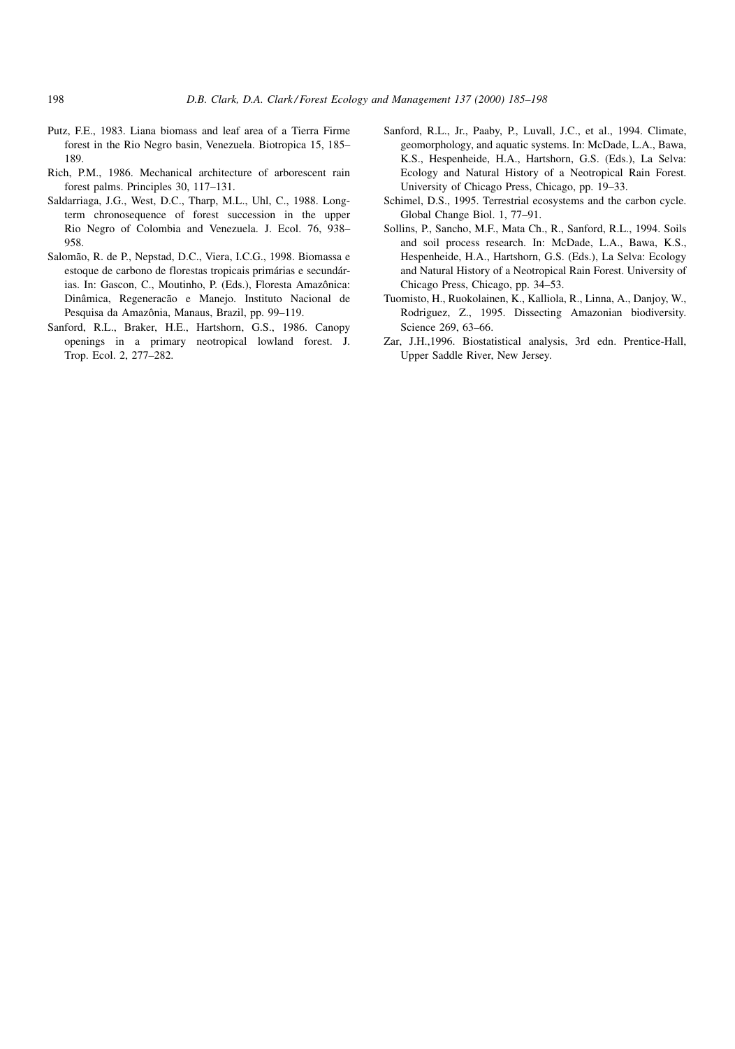Putz, F.E., 1983. Liana biomass and leaf area of a Tierra Firme forest in the Rio Negro basin, Venezuela. Biotropica 15, 185–189.

Rich, P.M., 1986. Mechanical architecture of arborescent rain forest palms. Principles 30, 117–131.

Saldarriaga, J.G., West, D.C., Tharp, M.L., Uhl, C., 1988. Long-term chronosequence of forest succession in the upper Rio Negro of Colombia and Venezuela. J. Ecol. 76, 938–958.

Salomão, R. de P., Nepstad, D.C., Viera, I.C.G., 1998. Biomassa e estoque de carbono de florestas tropicais primárias e secundárias. In: Gascon, C., Moutinho, P. (Eds.), Floresta Amazônica: Dinâmica, Regeneracão e Manejo. Instituto Nacional de Pesquisa da Amazônia, Manaus, Brazil, pp. 99–119.

Sanford, R.L., Braker, H.E., Hartshorn, G.S., 1986. Canopy openings in a primary neotropical lowland forest. J. Trop. Ecol. 2, 277–282.

Sanford, R.L., Jr., Paaby, P., Luvall, J.C., et al., 1994. Climate, geomorphology, and aquatic systems. In: McDade, L.A., Bawa, K.S., Hespenheide, H.A., Hartshorn, G.S. (Eds.), La Selva: Ecology and Natural History of a Neotropical Rain Forest. University of Chicago Press, Chicago, pp. 19–33.

Schimel, D.S., 1995. Terrestrial ecosystems and the carbon cycle. Global Change Biol. 1, 77–91.

Sollins, P., Sancho, M.F., Mata Ch., R., Sanford, R.L., 1994. Soils and soil process research. In: McDade, L.A., Bawa, K.S., Hespenheide, H.A., Hartshorn, G.S. (Eds.), La Selva: Ecology and Natural History of a Neotropical Rain Forest. University of Chicago Press, Chicago, pp. 34–53.

Tuomisto, H., Ruokolainen, K., Kalliola, R., Linna, A., Danjoy, W., Rodriguez, Z., 1995. Dissecting Amazonian biodiversity. Science 269, 63–66.

Zar, J.H.,1996. Biostatistical analysis, 3rd edn. Prentice-Hall, Upper Saddle River, New Jersey.